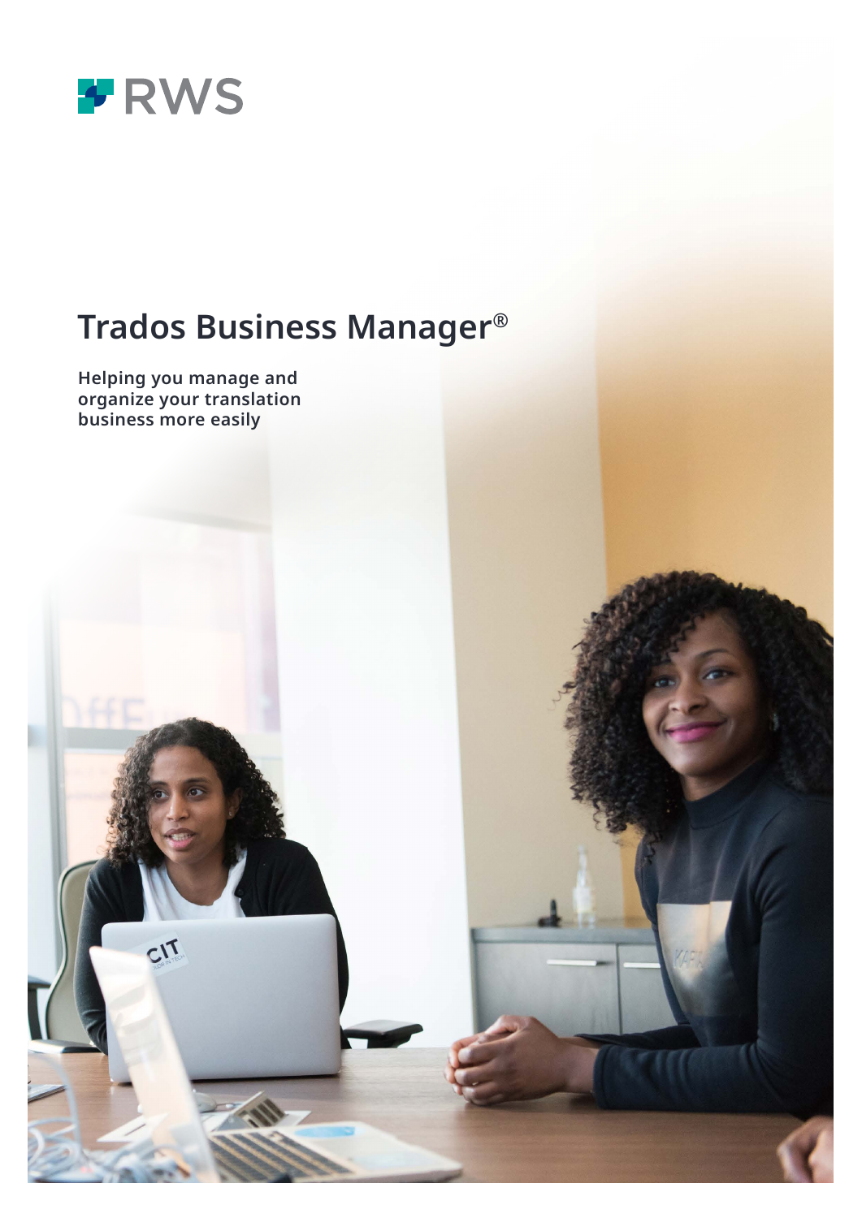RWS

# Trados Business Manager®

**Helping you manage and organize your translation business more easily**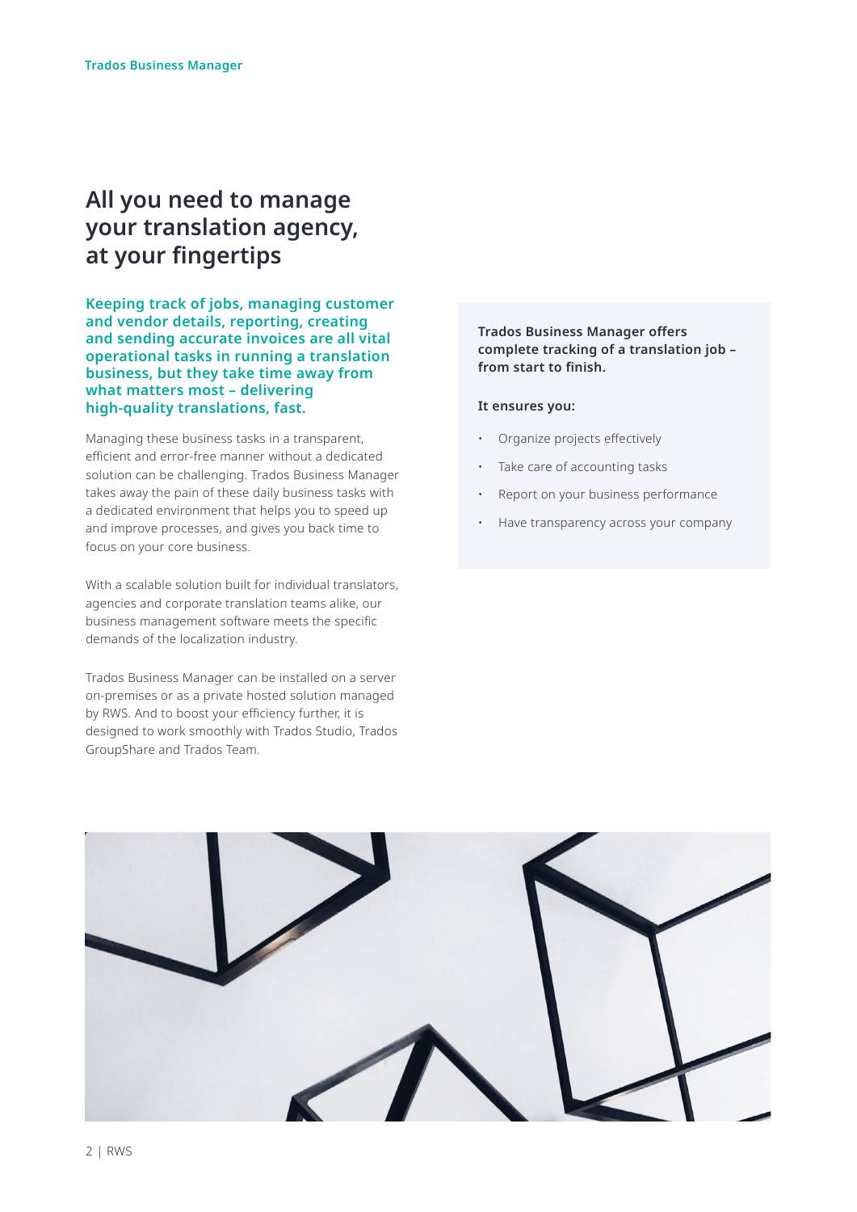# All you need to manage your translation agency, at your fingertips

**Keeping track of jobs, managing customer and vendor details, reporting, creating and sending accurate invoices are all vital operational tasks in running a translation business, but they take time away from what matters most – delivering high-quality translations, fast.**

Managing these business tasks in a transparent, efficient and error-free manner without a dedicated solution can be challenging. Trados Business Manager takes away the pain of these daily business tasks with a dedicated environment that helps you to speed up and improve processes, and gives you back time to focus on your core business.

With a scalable solution built for individual translators, agencies and corporate translation teams alike, our business management software meets the specific demands of the localization industry.

Trados Business Manager can be installed on a server on-premises or as a private hosted solution managed by RWS. And to boost your efficiency further, it is designed to work smoothly with Trados Studio, Trados GroupShare and Trados Team.

**Trados Business Manager offers complete tracking of a translation job – from start to finish.**

**It ensures you:**

- Organize projects effectively
- Take care of accounting tasks
- Report on your business performance
- Have transparency across your company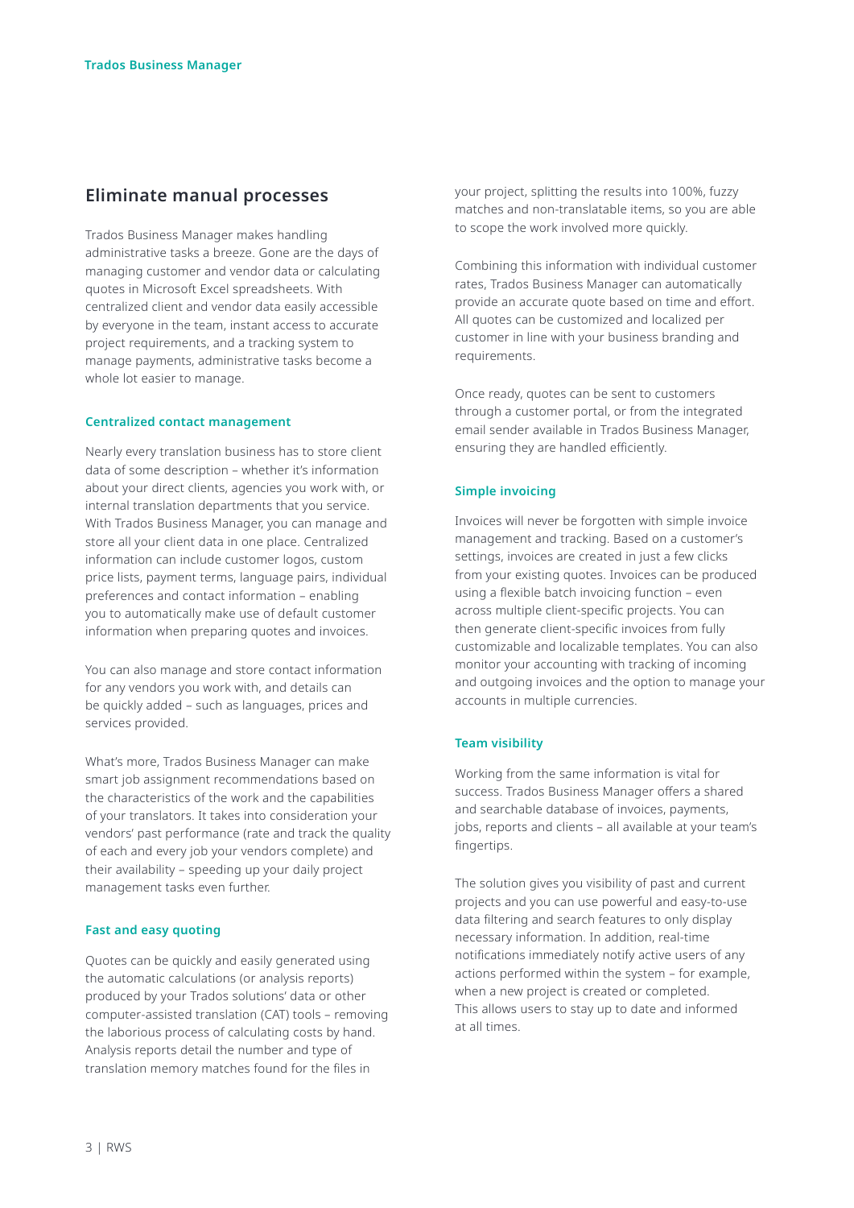## Eliminate manual processes

Trados Business Manager makes handling administrative tasks a breeze. Gone are the days of managing customer and vendor data or calculating quotes in Microsoft Excel spreadsheets. With centralized client and vendor data easily accessible by everyone in the team, instant access to accurate project requirements, and a tracking system to manage payments, administrative tasks become a whole lot easier to manage.

### Centralized contact management

Nearly every translation business has to store client data of some description – whether it's information about your direct clients, agencies you work with, or internal translation departments that you service. With Trados Business Manager, you can manage and store all your client data in one place. Centralized information can include customer logos, custom price lists, payment terms, language pairs, individual preferences and contact information – enabling you to automatically make use of default customer information when preparing quotes and invoices.

You can also manage and store contact information for any vendors you work with, and details can be quickly added – such as languages, prices and services provided.

What's more, Trados Business Manager can make smart job assignment recommendations based on the characteristics of the work and the capabilities of your translators. It takes into consideration your vendors' past performance (rate and track the quality of each and every job your vendors complete) and their availability – speeding up your daily project management tasks even further.

### Fast and easy quoting

Quotes can be quickly and easily generated using the automatic calculations (or analysis reports) produced by your Trados solutions' data or other computer-assisted translation (CAT) tools – removing the laborious process of calculating costs by hand. Analysis reports detail the number and type of translation memory matches found for the files in your project, splitting the results into 100%, fuzzy matches and non-translatable items, so you are able to scope the work involved more quickly.

Combining this information with individual customer rates, Trados Business Manager can automatically provide an accurate quote based on time and effort. All quotes can be customized and localized per customer in line with your business branding and requirements.

Once ready, quotes can be sent to customers through a customer portal, or from the integrated email sender available in Trados Business Manager, ensuring they are handled efficiently.

### Simple invoicing

Invoices will never be forgotten with simple invoice management and tracking. Based on a customer's settings, invoices are created in just a few clicks from your existing quotes. Invoices can be produced using a flexible batch invoicing function – even across multiple client-specific projects. You can then generate client-specific invoices from fully customizable and localizable templates. You can also monitor your accounting with tracking of incoming and outgoing invoices and the option to manage your accounts in multiple currencies.

### Team visibility

Working from the same information is vital for success. Trados Business Manager offers a shared and searchable database of invoices, payments, jobs, reports and clients – all available at your team's fingertips.

The solution gives you visibility of past and current projects and you can use powerful and easy-to-use data filtering and search features to only display necessary information. In addition, real-time notifications immediately notify active users of any actions performed within the system – for example, when a new project is created or completed. This allows users to stay up to date and informed at all times.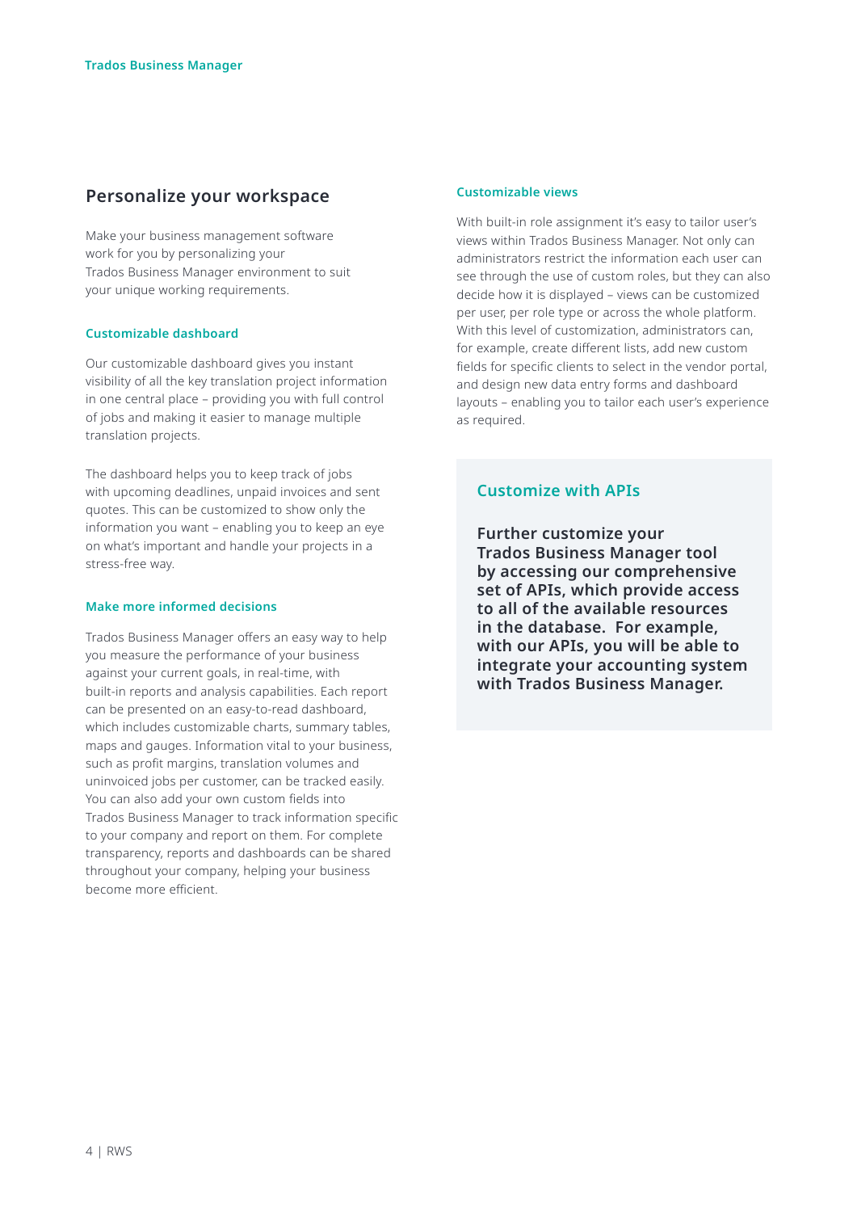## Personalize your workspace

Make your business management software work for you by personalizing your Trados Business Manager environment to suit your unique working requirements.

### Customizable dashboard

Our customizable dashboard gives you instant visibility of all the key translation project information in one central place – providing you with full control of jobs and making it easier to manage multiple translation projects.

The dashboard helps you to keep track of jobs with upcoming deadlines, unpaid invoices and sent quotes. This can be customized to show only the information you want – enabling you to keep an eye on what's important and handle your projects in a stress-free way.

### Make more informed decisions

Trados Business Manager offers an easy way to help you measure the performance of your business against your current goals, in real-time, with built-in reports and analysis capabilities. Each report can be presented on an easy-to-read dashboard, which includes customizable charts, summary tables, maps and gauges. Information vital to your business, such as profit margins, translation volumes and uninvoiced jobs per customer, can be tracked easily. You can also add your own custom fields into Trados Business Manager to track information specific to your company and report on them. For complete transparency, reports and dashboards can be shared throughout your company, helping your business become more efficient.

### Customizable views

With built-in role assignment it's easy to tailor user's views within Trados Business Manager. Not only can administrators restrict the information each user can see through the use of custom roles, but they can also decide how it is displayed – views can be customized per user, per role type or across the whole platform. With this level of customization, administrators can, for example, create different lists, add new custom fields for specific clients to select in the vendor portal, and design new data entry forms and dashboard layouts – enabling you to tailor each user's experience as required.

### Customize with APIs

**Further customize your Trados Business Manager tool by accessing our comprehensive set of APIs, which provide access to all of the available resources in the database. For example, with our APIs, you will be able to integrate your accounting system with Trados Business Manager.**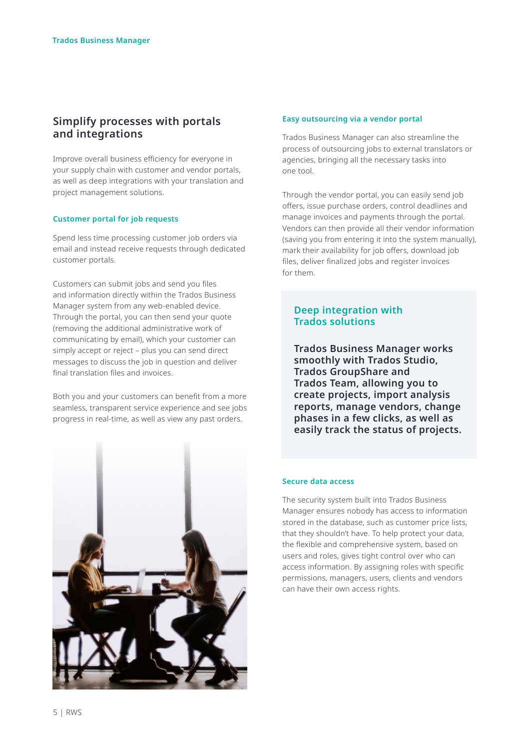## Simplify processes with portals and integrations

Improve overall business efficiency for everyone in your supply chain with customer and vendor portals, as well as deep integrations with your translation and project management solutions.

### Customer portal for job requests

Spend less time processing customer job orders via email and instead receive requests through dedicated customer portals.

Customers can submit jobs and send you files and information directly within the Trados Business Manager system from any web-enabled device. Through the portal, you can then send your quote (removing the additional administrative work of communicating by email), which your customer can simply accept or reject – plus you can send direct messages to discuss the job in question and deliver final translation files and invoices.

Both you and your customers can benefit from a more seamless, transparent service experience and see jobs progress in real-time, as well as view any past orders.

### Easy outsourcing via a vendor portal

Trados Business Manager can also streamline the process of outsourcing jobs to external translators or agencies, bringing all the necessary tasks into one tool.

Through the vendor portal, you can easily send job offers, issue purchase orders, control deadlines and manage invoices and payments through the portal. Vendors can then provide all their vendor information (saving you from entering it into the system manually), mark their availability for job offers, download job files, deliver finalized jobs and register invoices for them.

### Deep integration with Trados solutions

**Trados Business Manager works smoothly with Trados Studio, Trados GroupShare and Trados Team, allowing you to create projects, import analysis reports, manage vendors, change phases in a few clicks, as well as easily track the status of projects.**

### Secure data access

The security system built into Trados Business Manager ensures nobody has access to information stored in the database, such as customer price lists, that they shouldn't have. To help protect your data, the flexible and comprehensive system, based on users and roles, gives tight control over who can access information. By assigning roles with specific permissions, managers, users, clients and vendors can have their own access rights.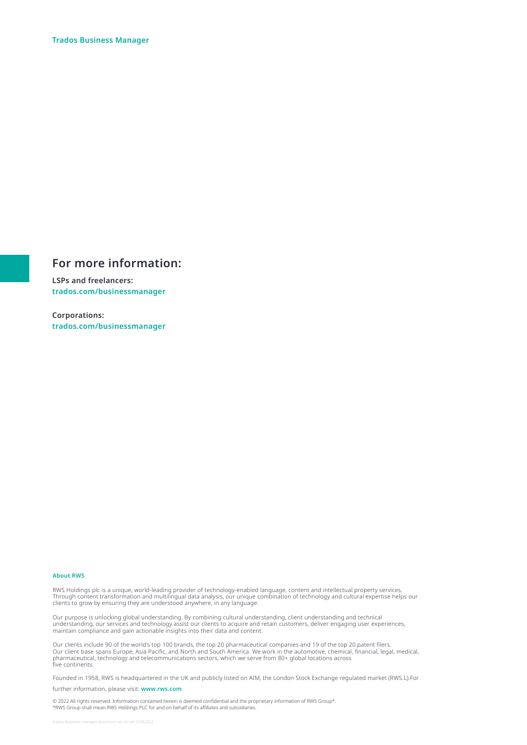## For more information:

**LSPs and freelancers:**
**trados.com/businessmanager**

**Corporations:**
**trados.com/businessmanager**

**About RWS**

RWS Holdings plc is a unique, world-leading provider of technology-enabled language, content and intellectual property services. Through content transformation and multilingual data analysis, our unique combination of technology and cultural expertise helps our clients to grow by ensuring they are understood anywhere, in any language.

Our purpose is unlocking global understanding. By combining cultural understanding, client understanding and technical understanding, our services and technology assist our clients to acquire and retain customers, deliver engaging user experiences, maintain compliance and gain actionable insights into their data and content.

Our clients include 90 of the world's top 100 brands, the top 20 pharmaceutical companies and 19 of the top 20 patent filers. Our client base spans Europe, Asia Pacific, and North and South America. We work in the automotive, chemical, financial, legal, medical, pharmaceutical, technology and telecommunications sectors, which we serve from 80+ global locations across five continents.

Founded in 1958, RWS is headquartered in the UK and publicly listed on AIM, the London Stock Exchange regulated market (RWS.L).For further information, please visit: **www.rws.com**

© 2022 All rights reserved. Information contained herein is deemed confidential and the proprietary information of RWS Group*.
*RWS Group shall mean RWS Holdings PLC for and on behalf of its affiliates and subsidiaries.

trados-business-manager-brochure-rws-en-a4-21042022